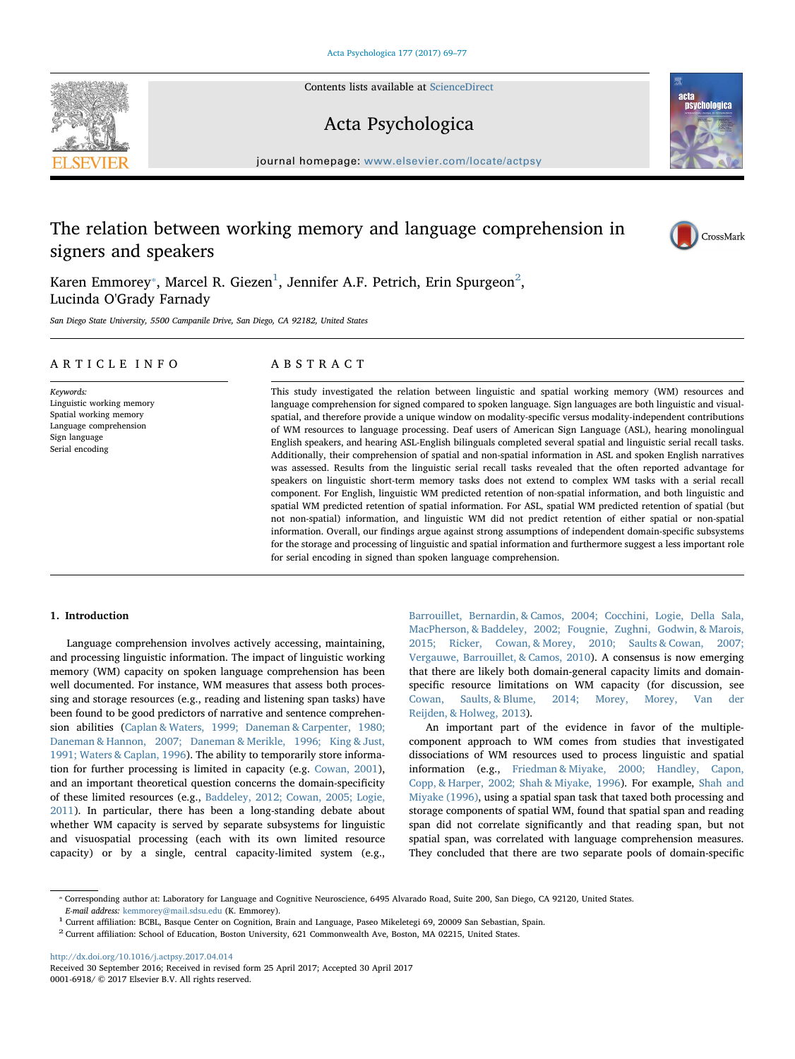# The relation between working memory and language comprehension in signers and speakers

Karen Emmorey*, Marcel R. Giezen[1], Jennifer A.F. Petrich, Erin Spurgeon[2], Lucinda O'Grady Farnady

*San Diego State University, 5500 Campanile Drive, San Diego, CA 92182, United States*

## ARTICLE INFO

*Keywords:*
Linguistic working memory
Spatial working memory
Language comprehension
Sign language
Serial encoding

## ABSTRACT

This study investigated the relation between linguistic and spatial working memory (WM) resources and language comprehension for signed compared to spoken language. Sign languages are both linguistic and visual-spatial, and therefore provide a unique window on modality-specific versus modality-independent contributions of WM resources to language processing. Deaf users of American Sign Language (ASL), hearing monolingual English speakers, and hearing ASL-English bilinguals completed several spatial and linguistic serial recall tasks. Additionally, their comprehension of spatial and non-spatial information in ASL and spoken English narratives was assessed. Results from the linguistic serial recall tasks revealed that the often reported advantage for speakers on linguistic short-term memory tasks does not extend to complex WM tasks with a serial recall component. For English, linguistic WM predicted retention of non-spatial information, and both linguistic and spatial WM predicted retention of spatial information. For ASL, spatial WM predicted retention of spatial (but not non-spatial) information, and linguistic WM did not predict retention of either spatial or non-spatial information. Overall, our findings argue against strong assumptions of independent domain-specific subsystems for the storage and processing of linguistic and spatial information and furthermore suggest a less important role for serial encoding in signed than spoken language comprehension.

## 1. Introduction

Language comprehension involves actively accessing, maintaining, and processing linguistic information. The impact of linguistic working memory (WM) capacity on spoken language comprehension has been well documented. For instance, WM measures that assess both processing and storage resources (e.g., reading and listening span tasks) have been found to be good predictors of narrative and sentence comprehension abilities (Caplan & Waters, 1999; Daneman & Carpenter, 1980; Daneman & Hannon, 2007; Daneman & Merikle, 1996; King & Just, 1991; Waters & Caplan, 1996). The ability to temporarily store information for further processing is limited in capacity (e.g. Cowan, 2001), and an important theoretical question concerns the domain-specificity of these limited resources (e.g., Baddeley, 2012; Cowan, 2005; Logie, 2011). In particular, there has been a long-standing debate about whether WM capacity is served by separate subsystems for linguistic and visuospatial processing (each with its own limited resource capacity) or by a single, central capacity-limited system (e.g., Barrouillet, Bernardin, & Camos, 2004; Cocchini, Logie, Della Sala, MacPherson, & Baddeley, 2002; Fougnie, Zughni, Godwin, & Marois, 2015; Ricker, Cowan, & Morey, 2010; Saults & Cowan, 2007; Vergauwe, Barrouillet, & Camos, 2010). A consensus is now emerging that there are likely both domain-general capacity limits and domain-specific resource limitations on WM capacity (for discussion, see Cowan, Saults, & Blume, 2014; Morey, Morey, Van der Reijden, & Holweg, 2013).

An important part of the evidence in favor of the multiple-component approach to WM comes from studies that investigated dissociations of WM resources used to process linguistic and spatial information (e.g., Friedman & Miyake, 2000; Handley, Capon, Copp, & Harper, 2002; Shah & Miyake, 1996). For example, Shah and Miyake (1996), using a spatial span task that taxed both processing and storage components of spatial WM, found that spatial span and reading span did not correlate significantly and that reading span, but not spatial span, was correlated with language comprehension measures. They concluded that there are two separate pools of domain-specific

---

* Corresponding author at: Laboratory for Language and Cognitive Neuroscience, 6495 Alvarado Road, Suite 200, San Diego, CA 92120, United States.
*E-mail address:* kemmorey@mail.sdsu.edu (K. Emmorey).
[1] Current affiliation: BCBL, Basque Center on Cognition, Brain and Language, Paseo Mikeletegi 69, 20009 San Sebastian, Spain.
[2] Current affiliation: School of Education, Boston University, 621 Commonwealth Ave, Boston, MA 02215, United States.

http://dx.doi.org/10.1016/j.actpsy.2017.04.014
Received 30 September 2016; Received in revised form 25 April 2017; Accepted 30 April 2017
0001-6918/ © 2017 Elsevier B.V. All rights reserved.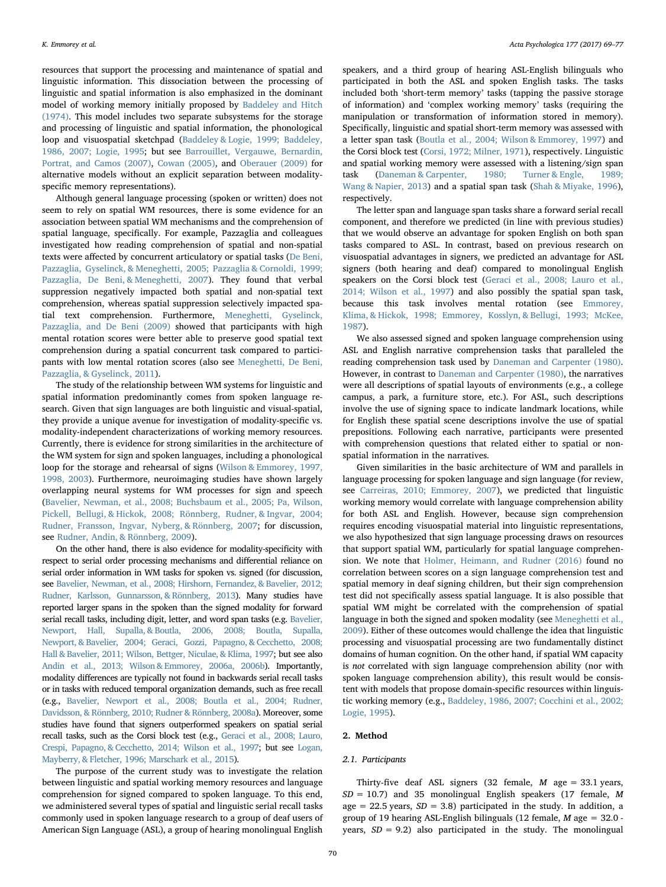resources that support the processing and maintenance of spatial and linguistic information. This dissociation between the processing of linguistic and spatial information is also emphasized in the dominant model of working memory initially proposed by Baddeley and Hitch (1974). This model includes two separate subsystems for the storage and processing of linguistic and spatial information, the phonological loop and visuospatial sketchpad (Baddeley & Logie, 1999; Baddeley, 1986, 2007; Logie, 1995; but see Barrouillet, Vergauwe, Bernardin, Portrat, and Camos (2007), Cowan (2005), and Oberauer (2009) for alternative models without an explicit separation between modality-specific memory representations).

Although general language processing (spoken or written) does not seem to rely on spatial WM resources, there is some evidence for an association between spatial WM mechanisms and the comprehension of spatial language, specifically. For example, Pazzaglia and colleagues investigated how reading comprehension of spatial and non-spatial texts were affected by concurrent articulatory or spatial tasks (De Beni, Pazzaglia, Gyselinck, & Meneghetti, 2005; Pazzaglia & Cornoldi, 1999; Pazzaglia, De Beni, & Meneghetti, 2007). They found that verbal suppression negatively impacted both spatial and non-spatial text comprehension, whereas spatial suppression selectively impacted spatial text comprehension. Furthermore, Meneghetti, Gyselinck, Pazzaglia, and De Beni (2009) showed that participants with high mental rotation scores were better able to preserve good spatial text comprehension during a spatial concurrent task compared to participants with low mental rotation scores (also see Meneghetti, De Beni, Pazzaglia, & Gyselinck, 2011).

The study of the relationship between WM systems for linguistic and spatial information predominantly comes from spoken language research. Given that sign languages are both linguistic and visual-spatial, they provide a unique avenue for investigation of modality-specific vs. modality-independent characterizations of working memory resources. Currently, there is evidence for strong similarities in the architecture of the WM system for sign and spoken languages, including a phonological loop for the storage and rehearsal of signs (Wilson & Emmorey, 1997, 1998, 2003). Furthermore, neuroimaging studies have shown largely overlapping neural systems for WM processes for sign and speech (Bavelier, Newman, et al., 2008; Buchsbaum et al., 2005; Pa, Wilson, Pickell, Bellugi, & Hickok, 2008; Rönnberg, Rudner, & Ingvar, 2004; Rudner, Fransson, Ingvar, Nyberg, & Rönnberg, 2007; for discussion, see Rudner, Andin, & Rönnberg, 2009).

On the other hand, there is also evidence for modality-specificity with respect to serial order processing mechanisms and differential reliance on serial order information in WM tasks for spoken vs. signed (for discussion, see Bavelier, Newman, et al., 2008; Hirshorn, Fernandez, & Bavelier, 2012; Rudner, Karlsson, Gunnarsson, & Rönnberg, 2013). Many studies have reported larger spans in the spoken than the signed modality for forward serial recall tasks, including digit, letter, and word span tasks (e.g. Bavelier, Newport, Hall, Supalla, & Boutla, 2006, 2008; Boutla, Supalla, Newport, & Bavelier, 2004; Geraci, Gozzi, Papagno, & Cecchetto, 2008; Hall & Bavelier, 2011; Wilson, Bettger, Niculae, & Klima, 1997; but see also Andin et al., 2013; Wilson & Emmorey, 2006a, 2006b). Importantly, modality differences are typically not found in backwards serial recall tasks or in tasks with reduced temporal organization demands, such as free recall (e.g., Bavelier, Newport et al., 2008; Boutla et al., 2004; Rudner, Davidsson, & Rönnberg, 2010; Rudner & Rönnberg, 2008a). Moreover, some studies have found that signers outperformed speakers on spatial serial recall tasks, such as the Corsi block test (e.g., Geraci et al., 2008; Lauro, Crespi, Papagno, & Cecchetto, 2014; Wilson et al., 1997; but see Logan, Mayberry, & Fletcher, 1996; Marschark et al., 2015).

The purpose of the current study was to investigate the relation between linguistic and spatial working memory resources and language comprehension for signed compared to spoken language. To this end, we administered several types of spatial and linguistic serial recall tasks commonly used in spoken language research to a group of deaf users of American Sign Language (ASL), a group of hearing monolingual English speakers, and a third group of hearing ASL-English bilinguals who participated in both the ASL and spoken English tasks. The tasks included both 'short-term memory' tasks (tapping the passive storage of information) and 'complex working memory' tasks (requiring the manipulation or transformation of information stored in memory). Specifically, linguistic and spatial short-term memory was assessed with a letter span task (Boutla et al., 2004; Wilson & Emmorey, 1997) and the Corsi block test (Corsi, 1972; Milner, 1971), respectively. Linguistic and spatial working memory were assessed with a listening/sign span task (Daneman & Carpenter, 1980; Turner & Engle, 1989; Wang & Napier, 2013) and a spatial span task (Shah & Miyake, 1996), respectively.

The letter span and language span tasks share a forward serial recall component, and therefore we predicted (in line with previous studies) that we would observe an advantage for spoken English on both span tasks compared to ASL. In contrast, based on previous research on visuospatial advantages in signers, we predicted an advantage for ASL signers (both hearing and deaf) compared to monolingual English speakers on the Corsi block test (Geraci et al., 2008; Lauro et al., 2014; Wilson et al., 1997) and also possibly the spatial span task, because this task involves mental rotation (see Emmorey, Klima, & Hickok, 1998; Emmorey, Kosslyn, & Bellugi, 1993; McKee, 1987).

We also assessed signed and spoken language comprehension using ASL and English narrative comprehension tasks that paralleled the reading comprehension task used by Daneman and Carpenter (1980). However, in contrast to Daneman and Carpenter (1980), the narratives were all descriptions of spatial layouts of environments (e.g., a college campus, a park, a furniture store, etc.). For ASL, such descriptions involve the use of signing space to indicate landmark locations, while for English these spatial scene descriptions involve the use of spatial prepositions. Following each narrative, participants were presented with comprehension questions that related either to spatial or non-spatial information in the narratives.

Given similarities in the basic architecture of WM and parallels in language processing for spoken language and sign language (for review, see Carreiras, 2010; Emmorey, 2007), we predicted that linguistic working memory would correlate with language comprehension ability for both ASL and English. However, because sign comprehension requires encoding visuospatial material into linguistic representations, we also hypothesized that sign language processing draws on resources that support spatial WM, particularly for spatial language comprehension. We note that Holmer, Heimann, and Rudner (2016) found no correlation between scores on a sign language comprehension test and spatial memory in deaf signing children, but their sign comprehension test did not specifically assess spatial language. It is also possible that spatial WM might be correlated with the comprehension of spatial language in both the signed and spoken modality (see Meneghetti et al., 2009). Either of these outcomes would challenge the idea that linguistic processing and visuospatial processing are two fundamentally distinct domains of human cognition. On the other hand, if spatial WM capacity is *not* correlated with sign language comprehension ability (nor with spoken language comprehension ability), this result would be consistent with models that propose domain-specific resources within linguistic working memory (e.g., Baddeley, 1986, 2007; Cocchini et al., 2002; Logie, 1995).

## 2. Method

### 2.1. Participants

Thirty-five deaf ASL signers (32 female, *M* age = 33.1 years, *SD* = 10.7) and 35 monolingual English speakers (17 female, *M* age = 22.5 years, *SD* = 3.8) participated in the study. In addition, a group of 19 hearing ASL-English bilinguals (12 female, *M* age = 32.0 years, *SD* = 9.2) also participated in the study. The monolingual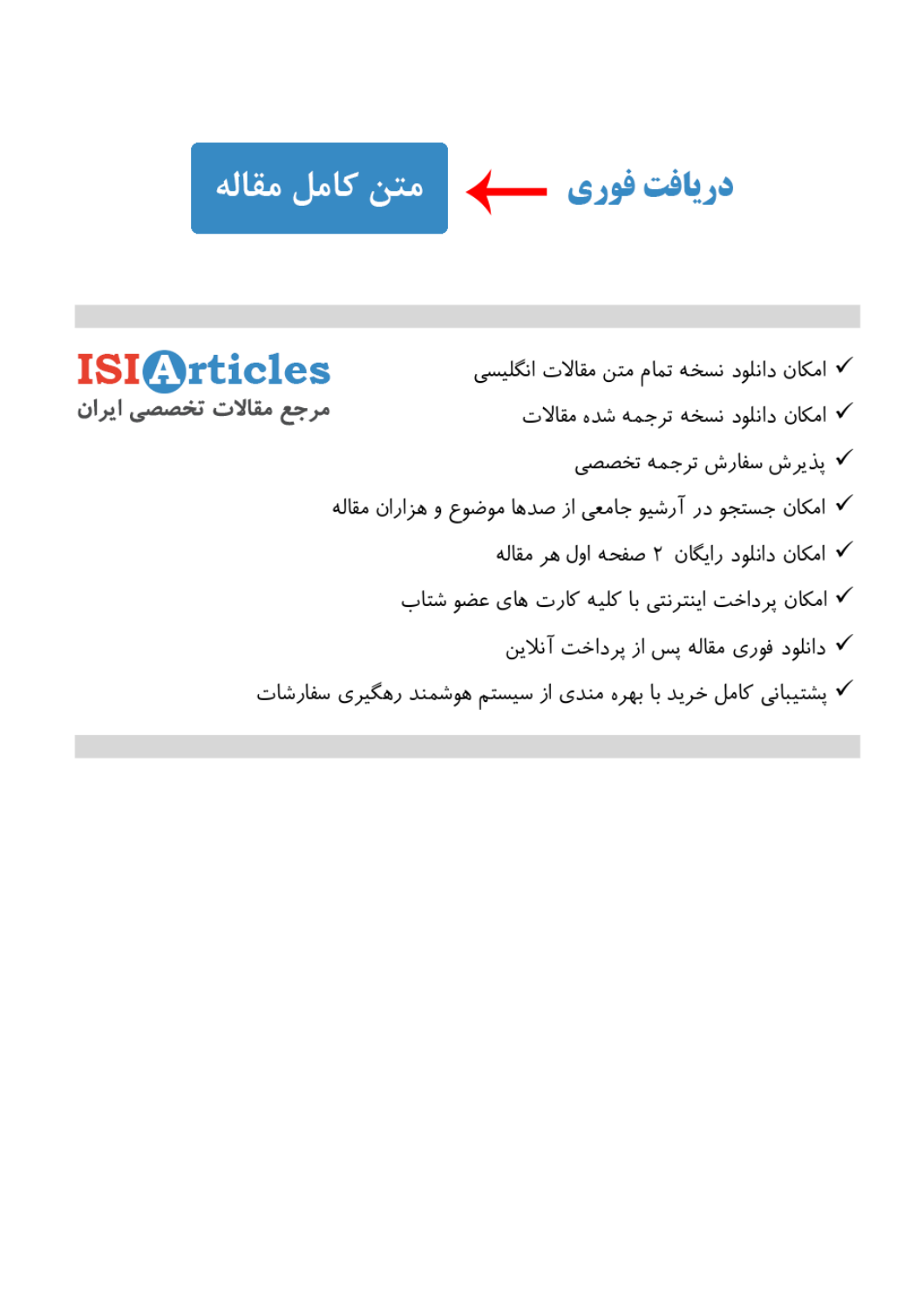دریافت فوری ← **متن کامل مقاله**

**ISIArticles**
مرجع مقالات تخصصی ایران

- ✓ امکان دانلود نسخه تمام متن مقالات انگلیسی
- ✓ امکان دانلود نسخه ترجمه شده مقالات
- ✓ پذیرش سفارش ترجمه تخصصی
- ✓ امکان جستجو در آرشیو جامعی از صدها موضوع و هزاران مقاله
- ✓ امکان دانلود رایگان ۲ صفحه اول هر مقاله
- ✓ امکان پرداخت اینترنتی با کلیه کارت های عضو شتاب
- ✓ دانلود فوری مقاله پس از پرداخت آنلاین
- ✓ پشتیبانی کامل خرید با بهره مندی از سیستم هوشمند رهگیری سفارشات